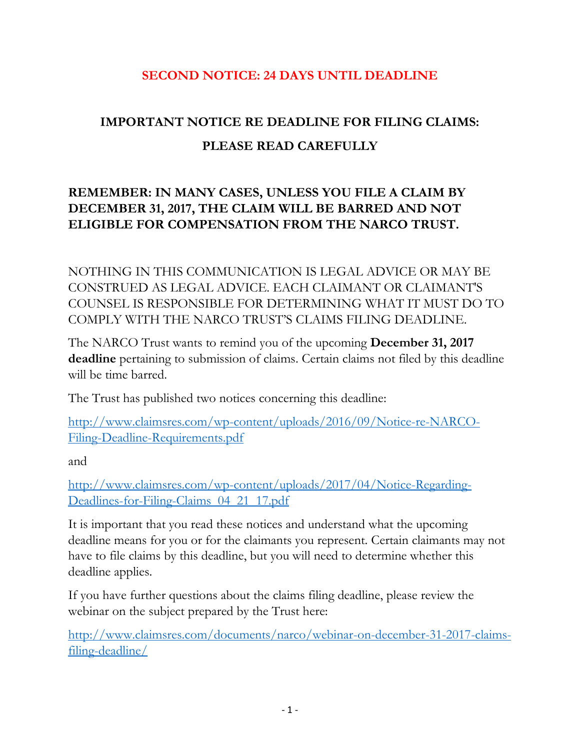## SECOND NOTICE: 24 DAYS UNTIL DEADLINE

# IMPORTANT NOTICE RE DEADLINE FOR FILING CLAIMS:

# PLEASE READ CAREFULLY

**REMEMBER: IN MANY CASES, UNLESS YOU FILE A CLAIM BY DECEMBER 31, 2017, THE CLAIM WILL BE BARRED AND NOT ELIGIBLE FOR COMPENSATION FROM THE NARCO TRUST.**

NOTHING IN THIS COMMUNICATION IS LEGAL ADVICE OR MAY BE CONSTRUED AS LEGAL ADVICE. EACH CLAIMANT OR CLAIMANT'S COUNSEL IS RESPONSIBLE FOR DETERMINING WHAT IT MUST DO TO COMPLY WITH THE NARCO TRUST'S CLAIMS FILING DEADLINE.

The NARCO Trust wants to remind you of the upcoming **December 31, 2017 deadline** pertaining to submission of claims. Certain claims not filed by this deadline will be time barred.

The Trust has published two notices concerning this deadline:

[http://www.claimsres.com/wp-content/uploads/2016/09/Notice-re-NARCO-Filing-Deadline-Requirements.pdf](http://www.claimsres.com/wp-content/uploads/2016/09/Notice-re-NARCO-Filing-Deadline-Requirements.pdf)

and

[http://www.claimsres.com/wp-content/uploads/2017/04/Notice-Regarding-Deadlines-for-Filing-Claims_04_21_17.pdf](http://www.claimsres.com/wp-content/uploads/2017/04/Notice-Regarding-Deadlines-for-Filing-Claims_04_21_17.pdf)

It is important that you read these notices and understand what the upcoming deadline means for you or for the claimants you represent. Certain claimants may not have to file claims by this deadline, but you will need to determine whether this deadline applies.

If you have further questions about the claims filing deadline, please review the webinar on the subject prepared by the Trust here:

[http://www.claimsres.com/documents/narco/webinar-on-december-31-2017-claims-filing-deadline/](http://www.claimsres.com/documents/narco/webinar-on-december-31-2017-claims-filing-deadline/)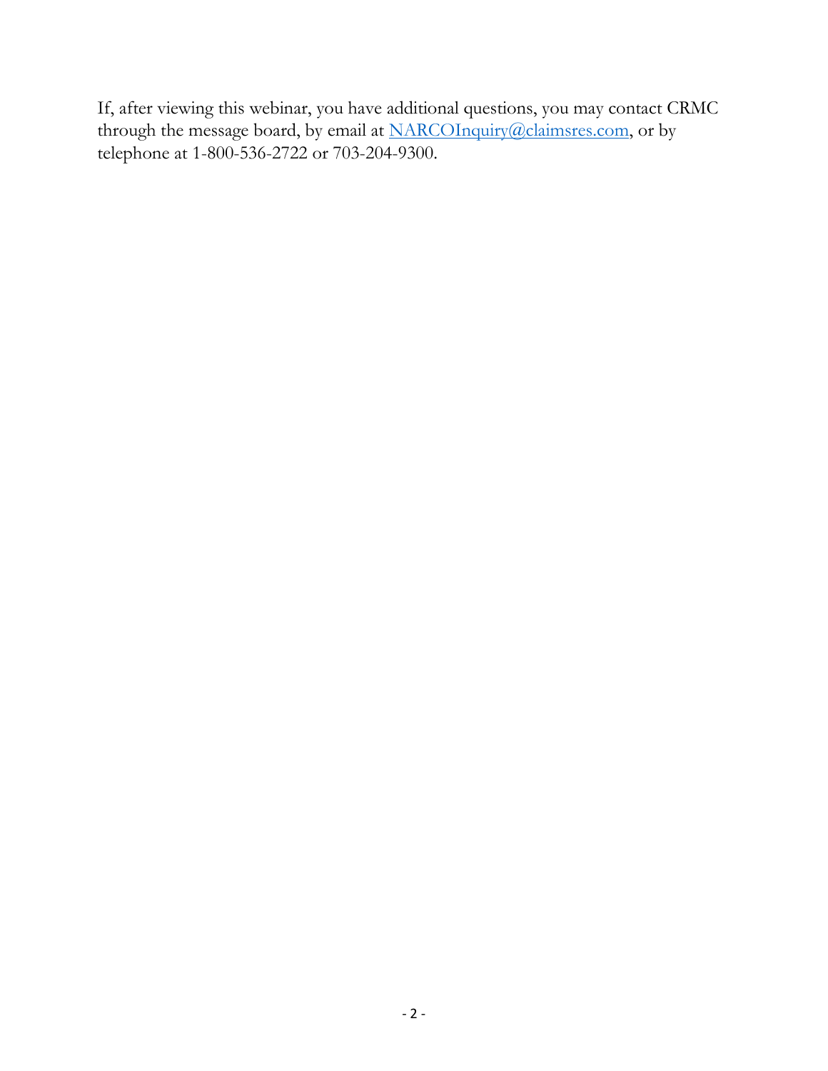If, after viewing this webinar, you have additional questions, you may contact CRMC through the message board, by email at [NARCOInquiry@claimsres.com](mailto:NARCOInquiry@claimsres.com), or by telephone at 1-800-536-2722 or 703-204-9300.